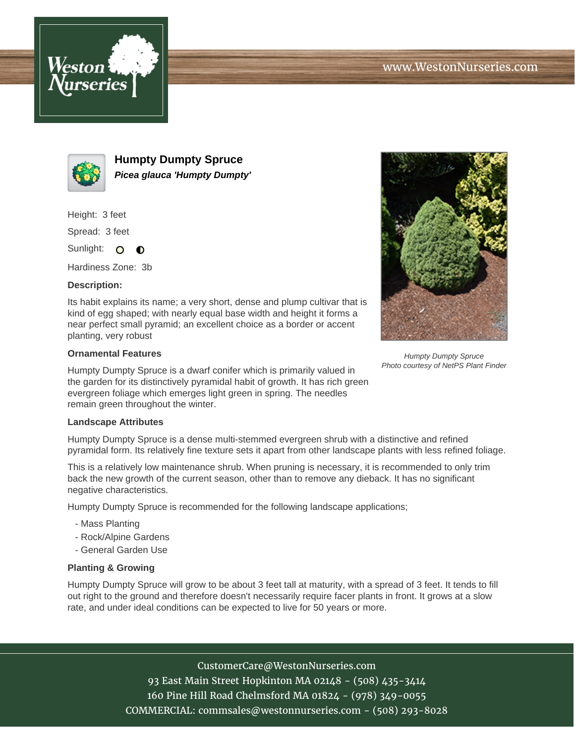www.WestonNurseries.com

# Humpty Dumpty Spruce

***Picea glauca 'Humpty Dumpty'***

Height: 3 feet

Spread: 3 feet

Sunlight:

Hardiness Zone: 3b

**Description:**

Its habit explains its name; a very short, dense and plump cultivar that is kind of egg shaped; with nearly equal base width and height it forms a near perfect small pyramid; an excellent choice as a border or accent planting, very robust

*Humpty Dumpty Spruce*
*Photo courtesy of NetPS Plant Finder*

**Ornamental Features**

Humpty Dumpty Spruce is a dwarf conifer which is primarily valued in the garden for its distinctively pyramidal habit of growth. It has rich green evergreen foliage which emerges light green in spring. The needles remain green throughout the winter.

**Landscape Attributes**

Humpty Dumpty Spruce is a dense multi-stemmed evergreen shrub with a distinctive and refined pyramidal form. Its relatively fine texture sets it apart from other landscape plants with less refined foliage.

This is a relatively low maintenance shrub. When pruning is necessary, it is recommended to only trim back the new growth of the current season, other than to remove any dieback. It has no significant negative characteristics.

Humpty Dumpty Spruce is recommended for the following landscape applications;

- Mass Planting
- Rock/Alpine Gardens
- General Garden Use

**Planting & Growing**

Humpty Dumpty Spruce will grow to be about 3 feet tall at maturity, with a spread of 3 feet. It tends to fill out right to the ground and therefore doesn't necessarily require facer plants in front. It grows at a slow rate, and under ideal conditions can be expected to live for 50 years or more.

CustomerCare@WestonNurseries.com
93 East Main Street Hopkinton MA 02148 - (508) 435-3414
160 Pine Hill Road Chelmsford MA 01824 - (978) 349-0055
COMMERCIAL: commsales@westonnurseries.com - (508) 293-8028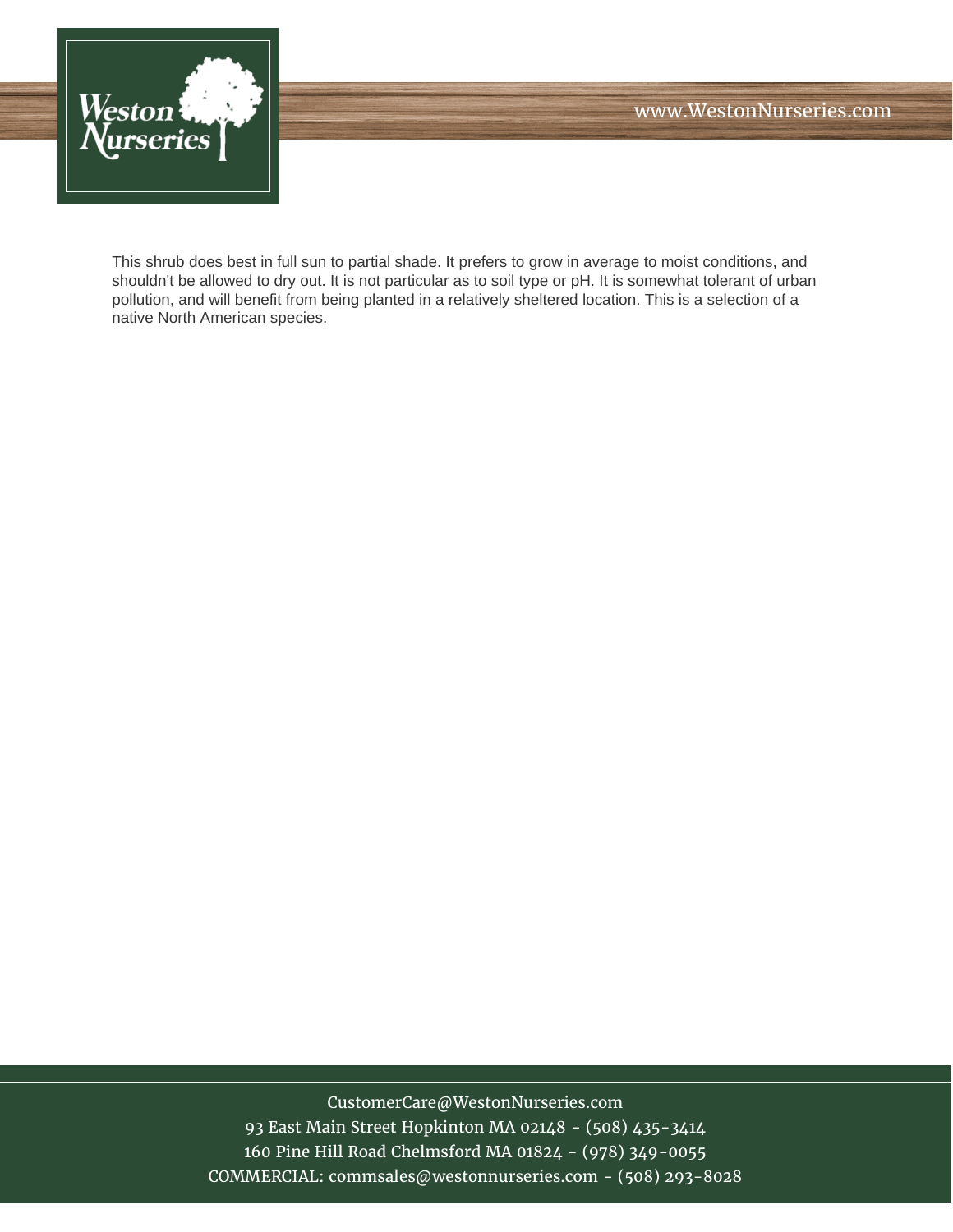This shrub does best in full sun to partial shade. It prefers to grow in average to moist conditions, and shouldn't be allowed to dry out. It is not particular as to soil type or pH. It is somewhat tolerant of urban pollution, and will benefit from being planted in a relatively sheltered location. This is a selection of a native North American species.